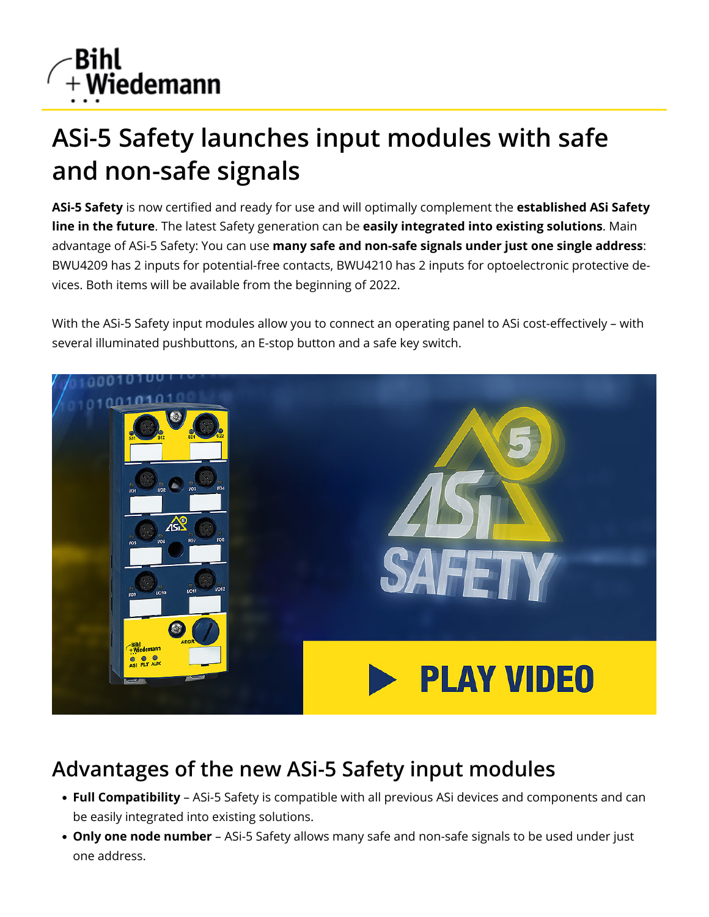# ASi-5 Safety launches input modules with safe and non-safe signals

**ASi-5 Safety** is now certified and ready for use and will optimally complement the **established ASi Safety line in the future**. The latest Safety generation can be **easily integrated into existing solutions**. Main advantage of ASi-5 Safety: You can use **many safe and non-safe signals under just one single address**: BWU4209 has 2 inputs for potential-free contacts, BWU4210 has 2 inputs for optoelectronic protective devices. Both items will be available from the beginning of 2022.

With the ASi-5 Safety input modules allow you to connect an operating panel to ASi cost-effectively – with several illuminated pushbuttons, an E-stop button and a safe key switch.

## Advantages of the new ASi-5 Safety input modules

- **Full Compatibility** – ASi-5 Safety is compatible with all previous ASi devices and components and can be easily integrated into existing solutions.
- **Only one node number** – ASi-5 Safety allows many safe and non-safe signals to be used under just one address.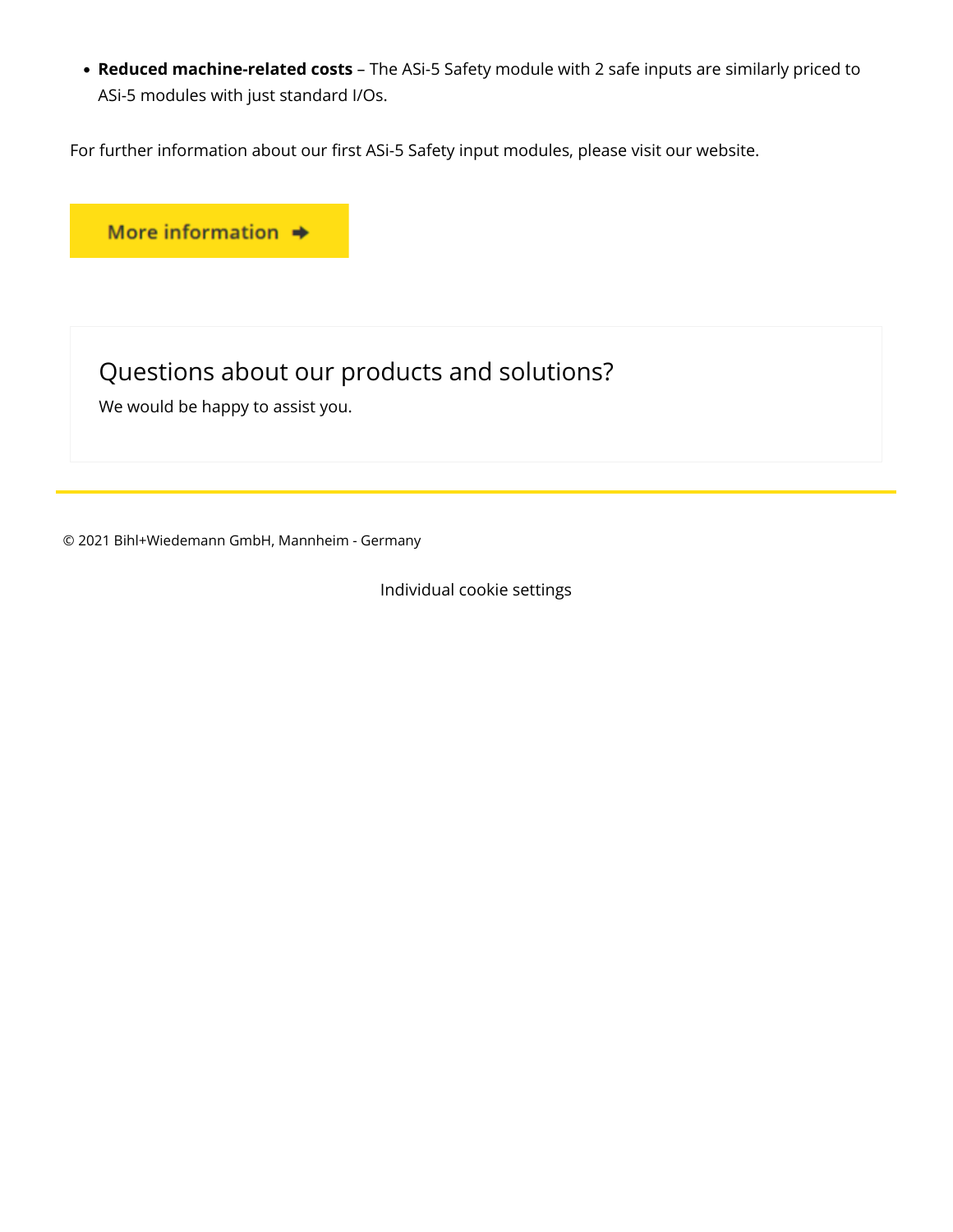- **Reduced machine-related costs** – The ASi-5 Safety module with 2 safe inputs are similarly priced to ASi-5 modules with just standard I/Os.

For further information about our first ASi-5 Safety input modules, please visit our website.

More information ➜

## Questions about our products and solutions?

We would be happy to assist you.

© 2021 Bihl+Wiedemann GmbH, Mannheim - Germany

Individual cookie settings